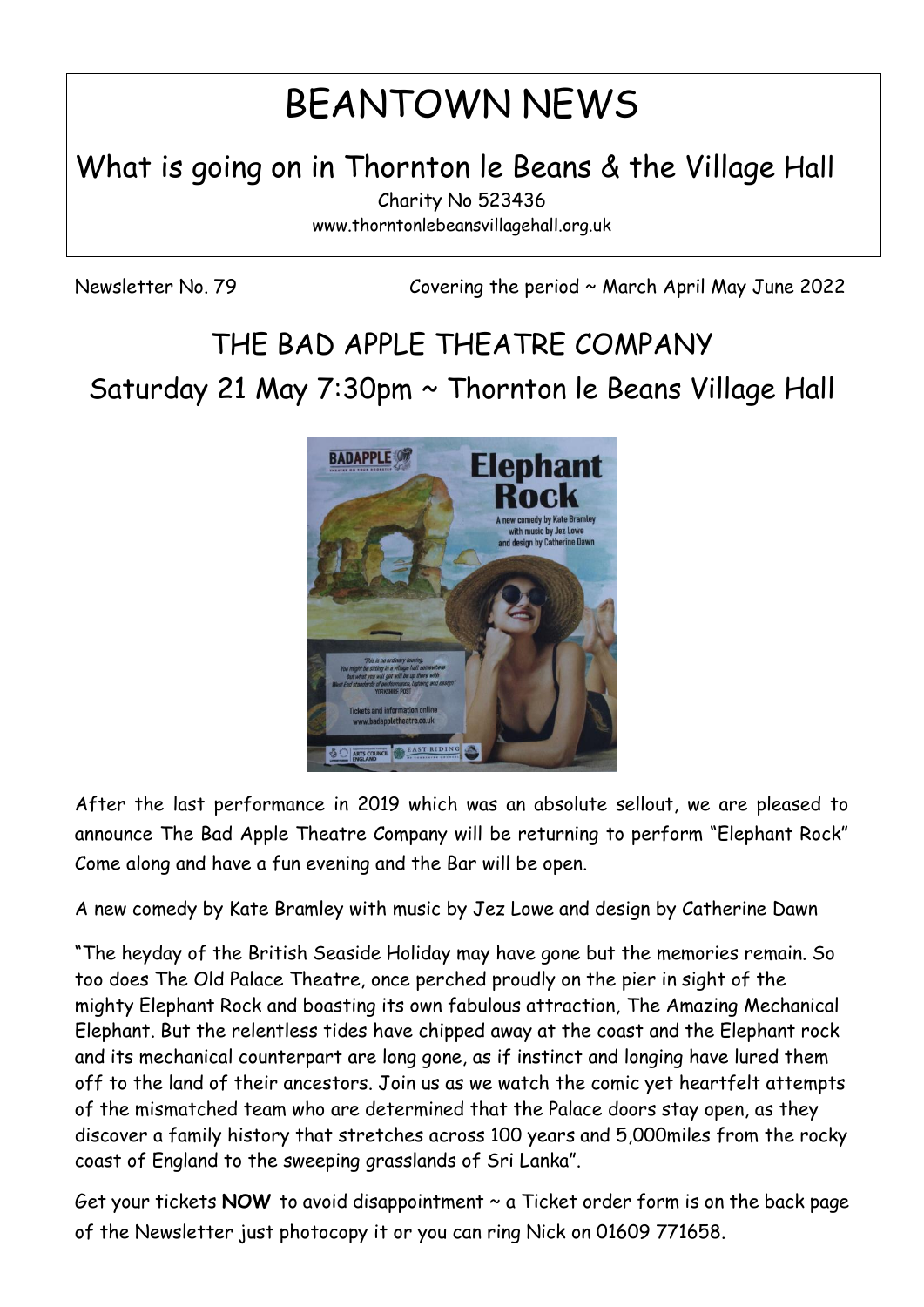# BEANTOWN NEWS

## What is going on in Thornton le Beans & the Village Hall

Charity No 523436

www.thorntonlebeansvillagehall.org.uk

Newsletter No. 79 Covering the period ~ March April May June 2022

## THE BAD APPLE THEATRE COMPANY

## Saturday 21 May 7:30pm ~ Thornton le Beans Village Hall

After the last performance in 2019 which was an absolute sellout, we are pleased to announce The Bad Apple Theatre Company will be returning to perform "Elephant Rock" Come along and have a fun evening and the Bar will be open.

A new comedy by Kate Bramley with music by Jez Lowe and design by Catherine Dawn

"The heyday of the British Seaside Holiday may have gone but the memories remain. So too does The Old Palace Theatre, once perched proudly on the pier in sight of the mighty Elephant Rock and boasting its own fabulous attraction, The Amazing Mechanical Elephant. But the relentless tides have chipped away at the coast and the Elephant rock and its mechanical counterpart are long gone, as if instinct and longing have lured them off to the land of their ancestors. Join us as we watch the comic yet heartfelt attempts of the mismatched team who are determined that the Palace doors stay open, as they discover a family history that stretches across 100 years and 5,000miles from the rocky coast of England to the sweeping grasslands of Sri Lanka".

Get your tickets **NOW** to avoid disappointment ~ a Ticket order form is on the back page of the Newsletter just photocopy it or you can ring Nick on 01609 771658.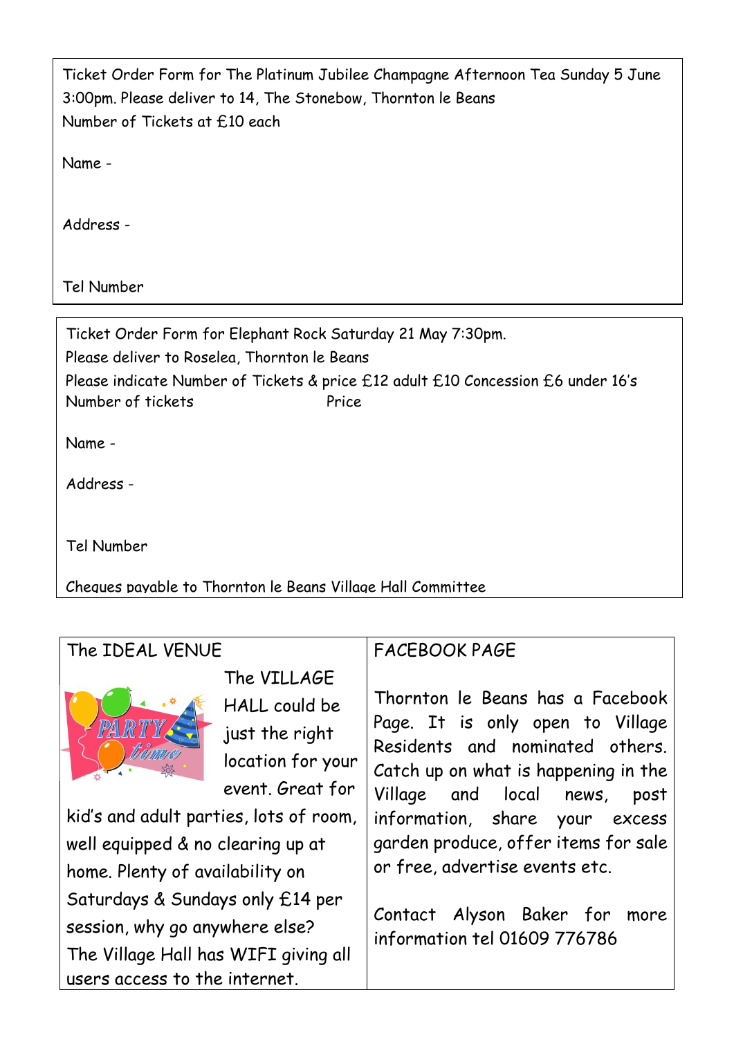Ticket Order Form for The Platinum Jubilee Champagne Afternoon Tea Sunday 5 June 3:00pm. Please deliver to 14, The Stonebow, Thornton le Beans

Number of Tickets at £10 each

Name -

Address -

Tel Number

---

Ticket Order Form for Elephant Rock Saturday 21 May 7:30pm.

Please deliver to Roselea, Thornton le Beans

Please indicate Number of Tickets & price £12 adult £10 Concession £6 under 16's

Number of tickets Price

Name -

Address -

Tel Number

Cheques payable to Thornton le Beans Village Hall Committee

---

The IDEAL VENUE

The VILLAGE HALL could be just the right location for your event. Great for kid's and adult parties, lots of room, well equipped & no clearing up at home. Plenty of availability on Saturdays & Sundays only £14 per session, why go anywhere else? The Village Hall has WIFI giving all users access to the internet.

FACEBOOK PAGE

Thornton le Beans has a Facebook Page. It is only open to Village Residents and nominated others. Catch up on what is happening in the Village and local news, post information, share your excess garden produce, offer items for sale or free, advertise events etc.

Contact Alyson Baker for more information tel 01609 776786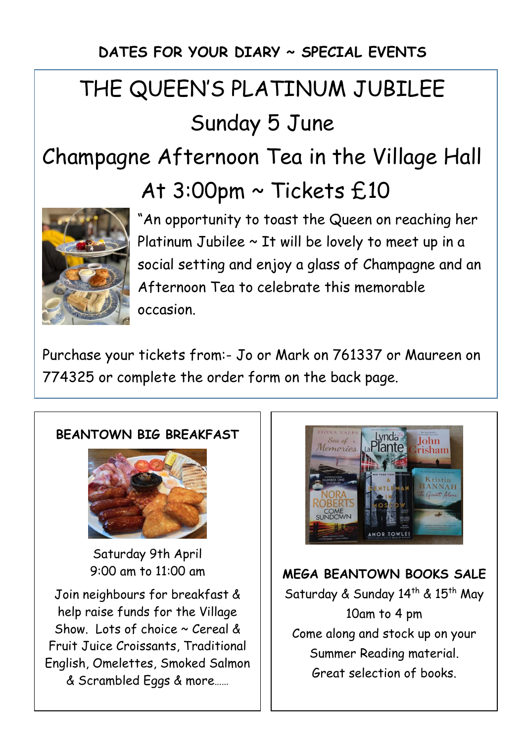**DATES FOR YOUR DIARY ~ SPECIAL EVENTS**

# THE QUEEN'S PLATINUM JUBILEE

## Sunday 5 June

## Champagne Afternoon Tea in the Village Hall

## At 3:00pm ~ Tickets £10

"An opportunity to toast the Queen on reaching her Platinum Jubilee ~ It will be lovely to meet up in a social setting and enjoy a glass of Champagne and an Afternoon Tea to celebrate this memorable occasion.

Purchase your tickets from:- Jo or Mark on 761337 or Maureen on 774325 or complete the order form on the back page.

**BEANTOWN BIG BREAKFAST**

Saturday 9th April
9:00 am to 11:00 am

Join neighbours for breakfast & help raise funds for the Village Show. Lots of choice ~ Cereal & Fruit Juice Croissants, Traditional English, Omelettes, Smoked Salmon & Scrambled Eggs & more……

**MEGA BEANTOWN BOOKS SALE**

Saturday & Sunday 14th & 15th May
10am to 4 pm

Come along and stock up on your Summer Reading material.
Great selection of books.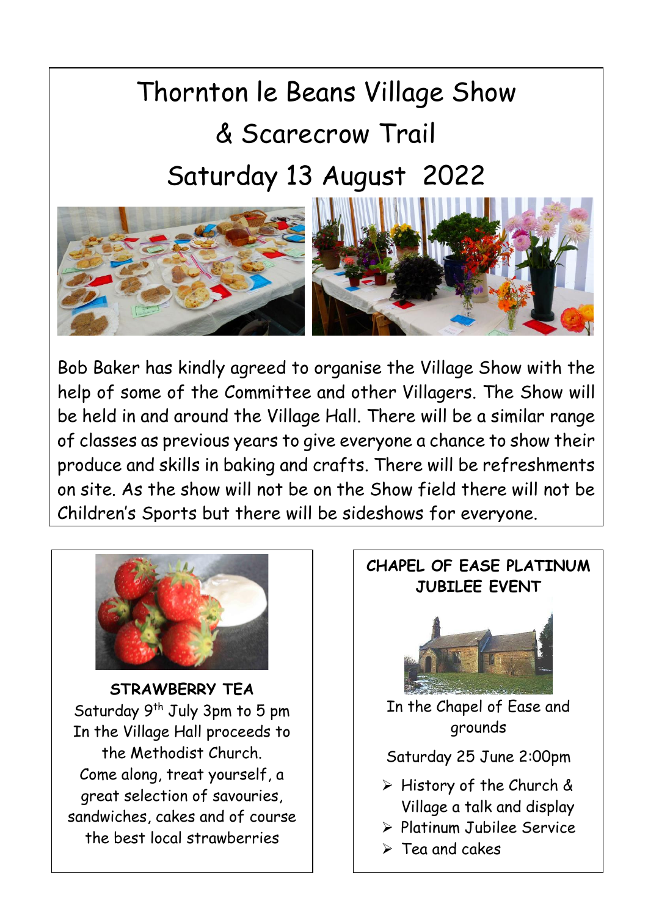# Thornton le Beans Village Show & Scarecrow Trail Saturday 13 August 2022

Bob Baker has kindly agreed to organise the Village Show with the help of some of the Committee and other Villagers. The Show will be held in and around the Village Hall. There will be a similar range of classes as previous years to give everyone a chance to show their produce and skills in baking and crafts. There will be refreshments on site. As the show will not be on the Show field there will not be Children's Sports but there will be sideshows for everyone.

**STRAWBERRY TEA**

Saturday 9th July 3pm to 5 pm
In the Village Hall proceeds to the Methodist Church.
Come along, treat yourself, a great selection of savouries, sandwiches, cakes and of course the best local strawberries

**CHAPEL OF EASE PLATINUM JUBILEE EVENT**

In the Chapel of Ease and grounds

Saturday 25 June 2:00pm

- History of the Church & Village a talk and display
- Platinum Jubilee Service
- Tea and cakes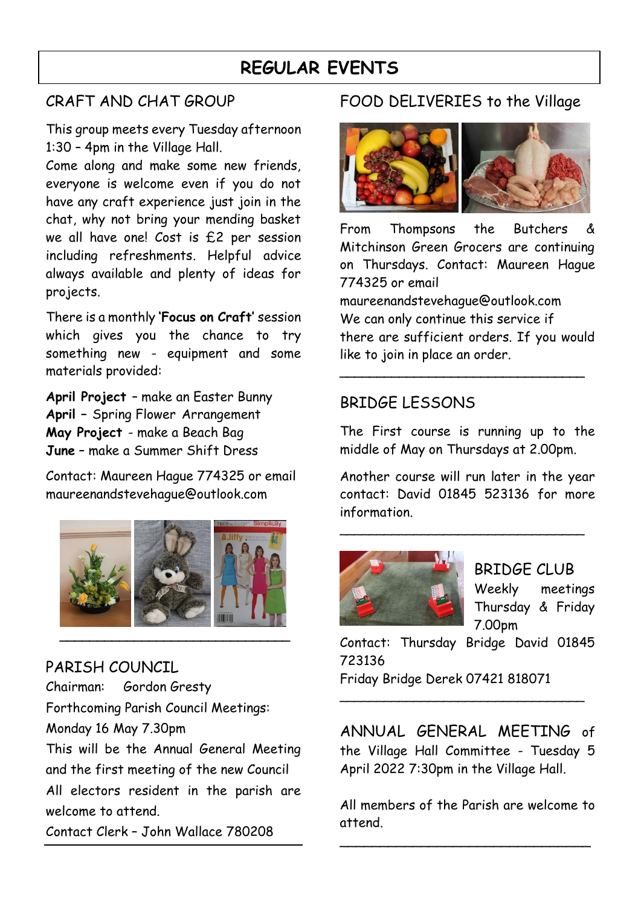# REGULAR EVENTS

## CRAFT AND CHAT GROUP

This group meets every Tuesday afternoon 1:30 – 4pm in the Village Hall.
Come along and make some new friends, everyone is welcome even if you do not have any craft experience just join in the chat, why not bring your mending basket we all have one! Cost is £2 per session including refreshments. Helpful advice always available and plenty of ideas for projects.

There is a monthly **'Focus on Craft'** session which gives you the chance to try something new - equipment and some materials provided:

**April Project** – make an Easter Bunny
**April** – Spring Flower Arrangement
**May Project** - make a Beach Bag
**June** – make a Summer Shift Dress

Contact: Maureen Hague 774325 or email maureenandstevehague@outlook.com

---

## PARISH COUNCIL

Chairman: Gordon Gresty

Forthcoming Parish Council Meetings:
Monday 16 May 7.30pm
This will be the Annual General Meeting and the first meeting of the new Council
All electors resident in the parish are welcome to attend.
Contact Clerk – John Wallace 780208

---

## FOOD DELIVERIES to the Village

From Thompsons the Butchers & Mitchinson Green Grocers are continuing on Thursdays. Contact: Maureen Hague 774325 or email
maureenandstevehague@outlook.com
We can only continue this service if there are sufficient orders. If you would like to join in place an order.

---

## BRIDGE LESSONS

The First course is running up to the middle of May on Thursdays at 2.00pm.

Another course will run later in the year contact: David 01845 523136 for more information.

---

## BRIDGE CLUB

Weekly meetings Thursday & Friday 7.00pm
Contact: Thursday Bridge David 01845 723136
Friday Bridge Derek 07421 818071

---

## ANNUAL GENERAL MEETING of the Village Hall Committee - Tuesday 5 April 2022 7:30pm in the Village Hall.

All members of the Parish are welcome to attend.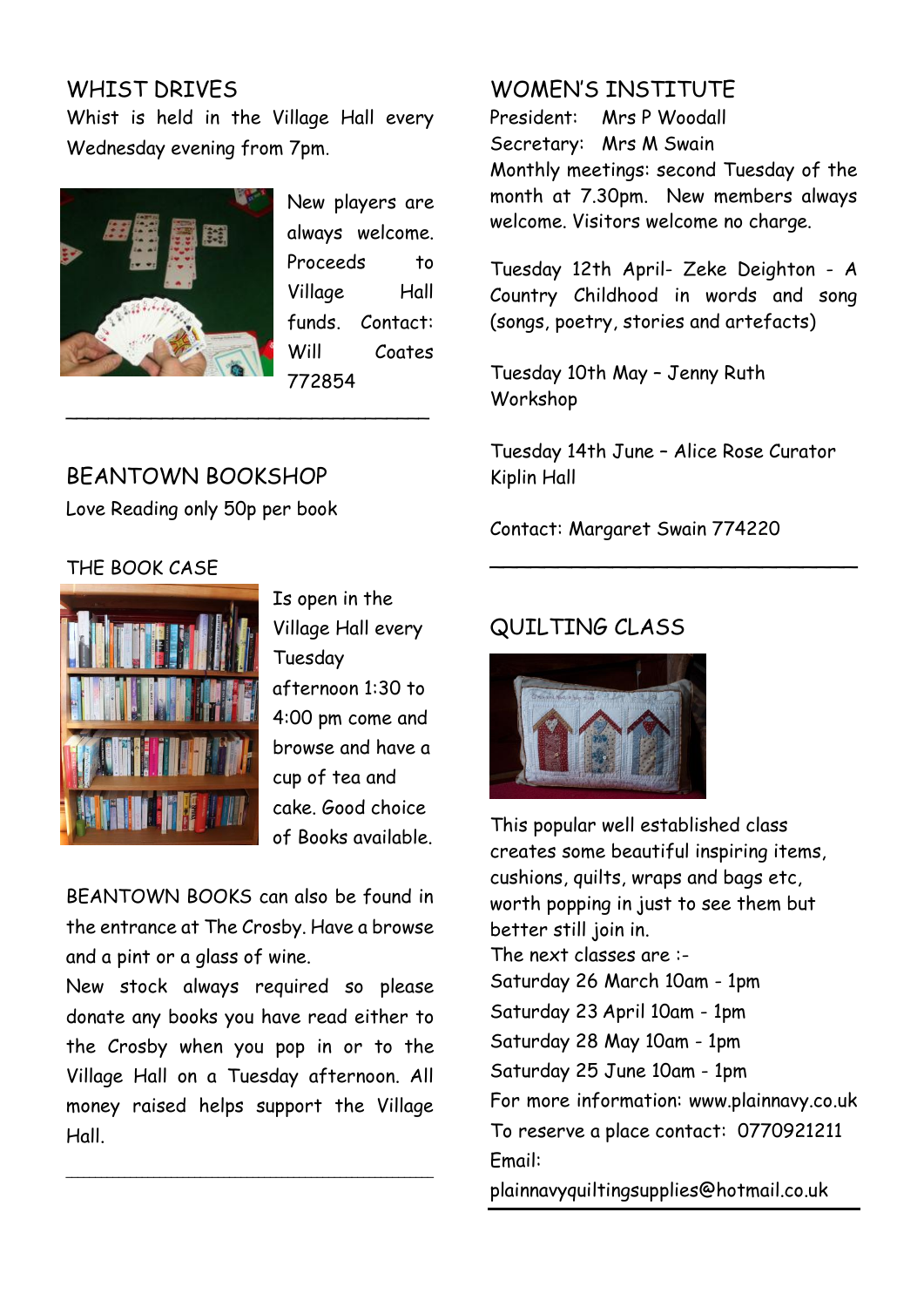## WHIST DRIVES

Whist is held in the Village Hall every Wednesday evening from 7pm.

New players are always welcome. Proceeds to Village Hall funds. Contact: Will Coates 772854

---

## BEANTOWN BOOKSHOP

Love Reading only 50p per book

### THE BOOK CASE

Is open in the Village Hall every Tuesday afternoon 1:30 to 4:00 pm come and browse and have a cup of tea and cake. Good choice of Books available.

BEANTOWN BOOKS can also be found in the entrance at The Crosby. Have a browse and a pint or a glass of wine.

New stock always required so please donate any books you have read either to the Crosby when you pop in or to the Village Hall on a Tuesday afternoon. All money raised helps support the Village Hall.

---

## WOMEN'S INSTITUTE

President: Mrs P Woodall
Secretary: Mrs M Swain
Monthly meetings: second Tuesday of the month at 7.30pm. New members always welcome. Visitors welcome no charge.

Tuesday 12th April- Zeke Deighton - A Country Childhood in words and song (songs, poetry, stories and artefacts)

Tuesday 10th May – Jenny Ruth Workshop

Tuesday 14th June – Alice Rose Curator Kiplin Hall

Contact: Margaret Swain 774220

---

## QUILTING CLASS

This popular well established class creates some beautiful inspiring items, cushions, quilts, wraps and bags etc, worth popping in just to see them but better still join in.

The next classes are :-

Saturday 26 March 10am - 1pm
Saturday 23 April 10am - 1pm
Saturday 28 May 10am - 1pm
Saturday 25 June 10am - 1pm

For more information: www.plainnavy.co.uk
To reserve a place contact: 0770921211
Email: plainnavyquiltingsupplies@hotmail.co.uk